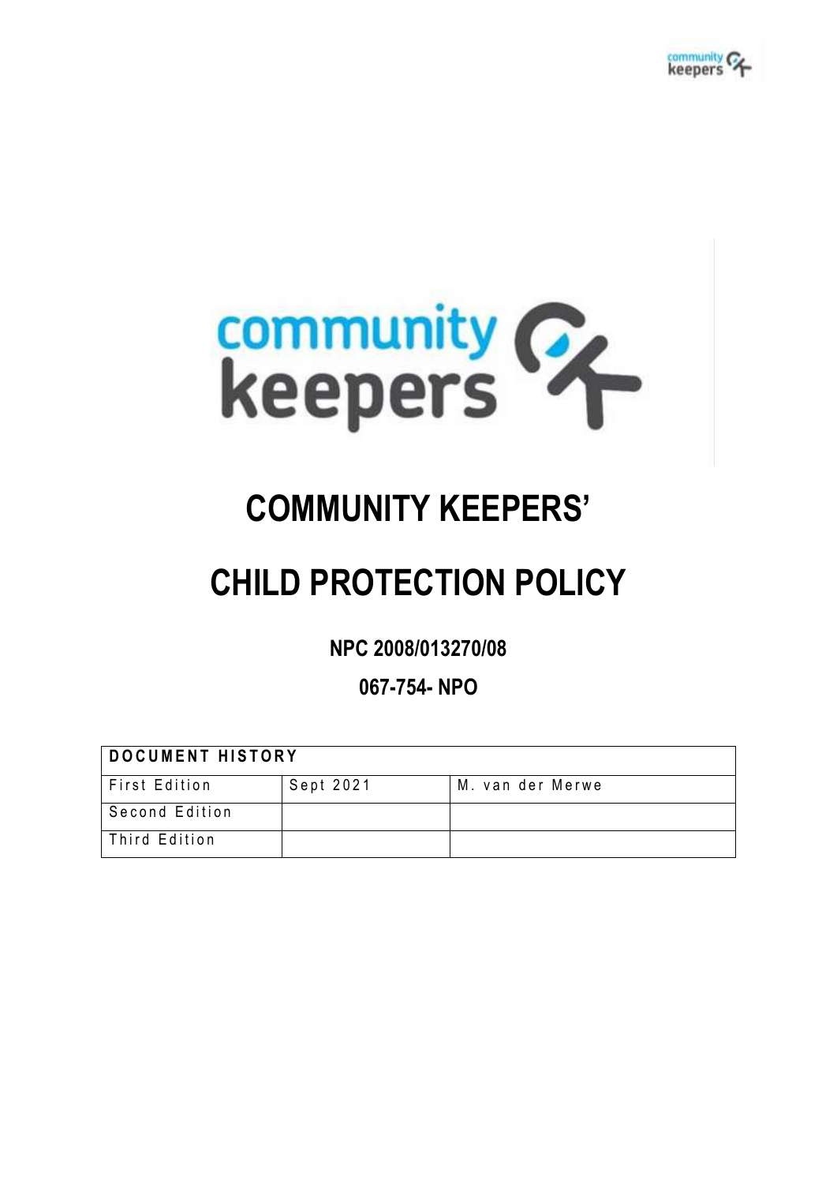# COMMUNITY KEEPERS'

# CHILD PROTECTION POLICY

**NPC 2008/013270/08**

**067-754- NPO**

| DOCUMENT HISTORY | | |
| --- | --- | --- |
| First Edition | Sept 2021 | M. van der Merwe |
| Second Edition | | |
| Third Edition | | |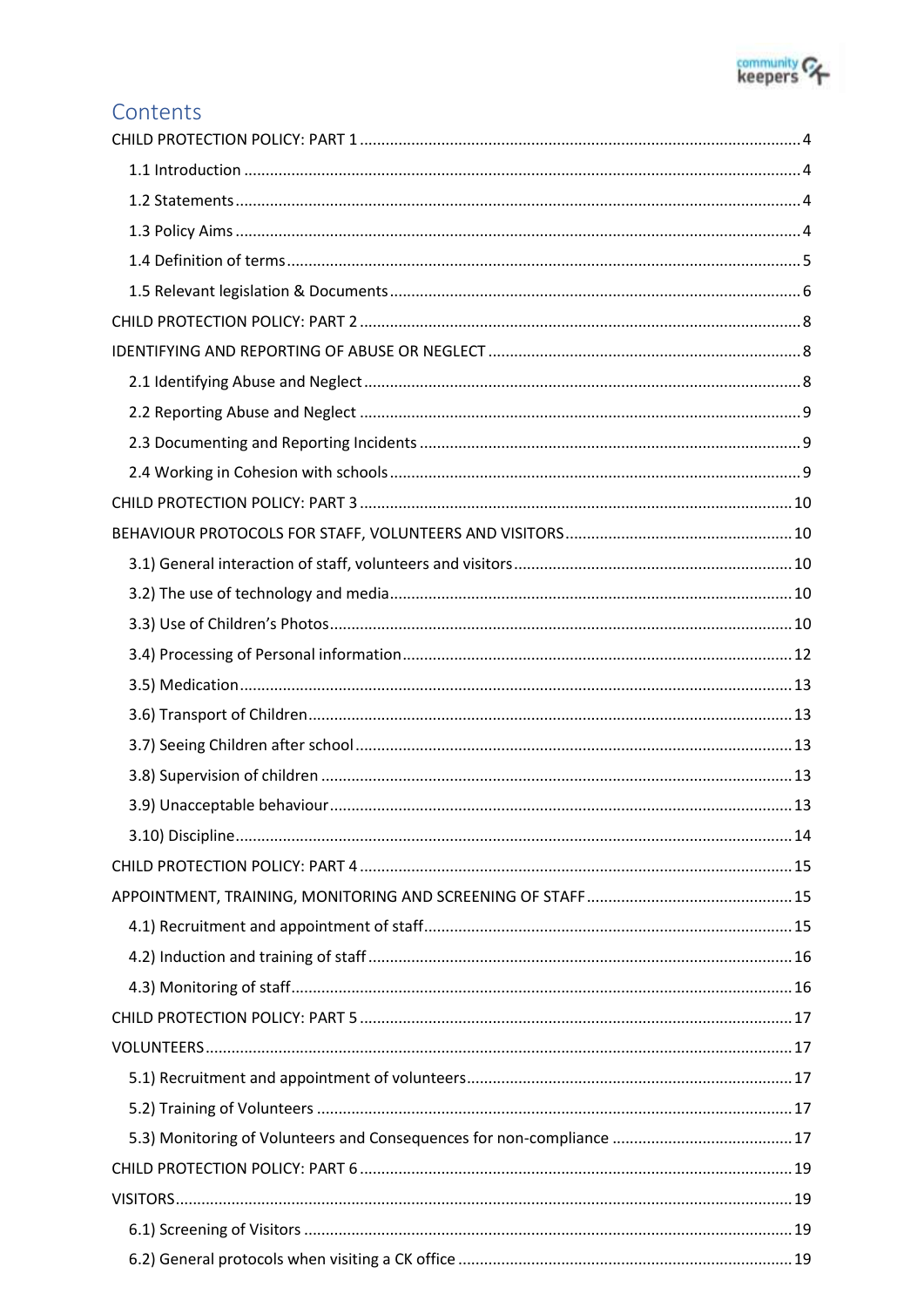# Contents

CHILD PROTECTION POLICY: PART 1 ..... 4
- 1.1 Introduction ..... 4
- 1.2 Statements ..... 4
- 1.3 Policy Aims ..... 4
- 1.4 Definition of terms ..... 5
- 1.5 Relevant legislation & Documents ..... 6

CHILD PROTECTION POLICY: PART 2 ..... 8

IDENTIFYING AND REPORTING OF ABUSE OR NEGLECT ..... 8
- 2.1 Identifying Abuse and Neglect ..... 8
- 2.2 Reporting Abuse and Neglect ..... 9
- 2.3 Documenting and Reporting Incidents ..... 9
- 2.4 Working in Cohesion with schools ..... 9

CHILD PROTECTION POLICY: PART 3 ..... 10

BEHAVIOUR PROTOCOLS FOR STAFF, VOLUNTEERS AND VISITORS ..... 10
- 3.1) General interaction of staff, volunteers and visitors ..... 10
- 3.2) The use of technology and media ..... 10
- 3.3) Use of Children's Photos ..... 10
- 3.4) Processing of Personal information ..... 12
- 3.5) Medication ..... 13
- 3.6) Transport of Children ..... 13
- 3.7) Seeing Children after school ..... 13
- 3.8) Supervision of children ..... 13
- 3.9) Unacceptable behaviour ..... 13
- 3.10) Discipline ..... 14

CHILD PROTECTION POLICY: PART 4 ..... 15

APPOINTMENT, TRAINING, MONITORING AND SCREENING OF STAFF ..... 15
- 4.1) Recruitment and appointment of staff ..... 15
- 4.2) Induction and training of staff ..... 16
- 4.3) Monitoring of staff ..... 16

CHILD PROTECTION POLICY: PART 5 ..... 17

VOLUNTEERS ..... 17
- 5.1) Recruitment and appointment of volunteers ..... 17
- 5.2) Training of Volunteers ..... 17
- 5.3) Monitoring of Volunteers and Consequences for non-compliance ..... 17

CHILD PROTECTION POLICY: PART 6 ..... 19

VISITORS ..... 19
- 6.1) Screening of Visitors ..... 19
- 6.2) General protocols when visiting a CK office ..... 19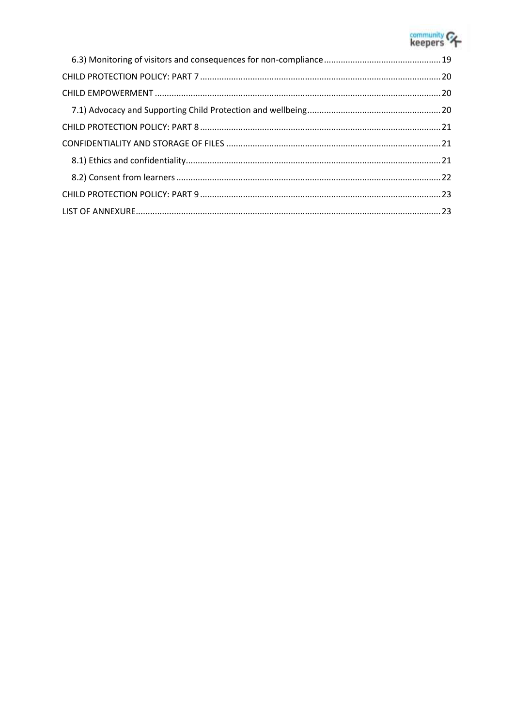6.3) Monitoring of visitors and consequences for non-compliance ........ 19

CHILD PROTECTION POLICY: PART 7 ........ 20

CHILD EMPOWERMENT ........ 20

7.1) Advocacy and Supporting Child Protection and wellbeing ........ 20

CHILD PROTECTION POLICY: PART 8 ........ 21

CONFIDENTIALITY AND STORAGE OF FILES ........ 21

8.1) Ethics and confidentiality ........ 21

8.2) Consent from learners ........ 22

CHILD PROTECTION POLICY: PART 9 ........ 23

LIST OF ANNEXURE ........ 23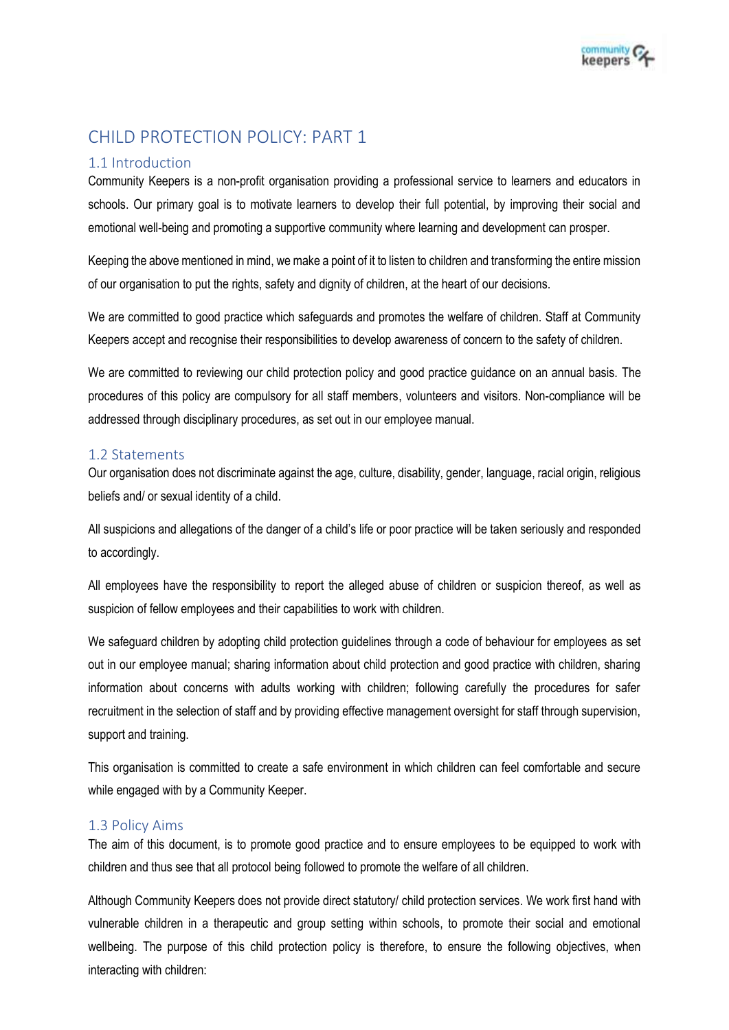# CHILD PROTECTION POLICY: PART 1

## 1.1 Introduction

Community Keepers is a non-profit organisation providing a professional service to learners and educators in schools. Our primary goal is to motivate learners to develop their full potential, by improving their social and emotional well-being and promoting a supportive community where learning and development can prosper.

Keeping the above mentioned in mind, we make a point of it to listen to children and transforming the entire mission of our organisation to put the rights, safety and dignity of children, at the heart of our decisions.

We are committed to good practice which safeguards and promotes the welfare of children. Staff at Community Keepers accept and recognise their responsibilities to develop awareness of concern to the safety of children.

We are committed to reviewing our child protection policy and good practice guidance on an annual basis. The procedures of this policy are compulsory for all staff members, volunteers and visitors. Non-compliance will be addressed through disciplinary procedures, as set out in our employee manual.

## 1.2 Statements

Our organisation does not discriminate against the age, culture, disability, gender, language, racial origin, religious beliefs and/ or sexual identity of a child.

All suspicions and allegations of the danger of a child's life or poor practice will be taken seriously and responded to accordingly.

All employees have the responsibility to report the alleged abuse of children or suspicion thereof, as well as suspicion of fellow employees and their capabilities to work with children.

We safeguard children by adopting child protection guidelines through a code of behaviour for employees as set out in our employee manual; sharing information about child protection and good practice with children, sharing information about concerns with adults working with children; following carefully the procedures for safer recruitment in the selection of staff and by providing effective management oversight for staff through supervision, support and training.

This organisation is committed to create a safe environment in which children can feel comfortable and secure while engaged with by a Community Keeper.

## 1.3 Policy Aims

The aim of this document, is to promote good practice and to ensure employees to be equipped to work with children and thus see that all protocol being followed to promote the welfare of all children.

Although Community Keepers does not provide direct statutory/ child protection services. We work first hand with vulnerable children in a therapeutic and group setting within schools, to promote their social and emotional wellbeing. The purpose of this child protection policy is therefore, to ensure the following objectives, when interacting with children: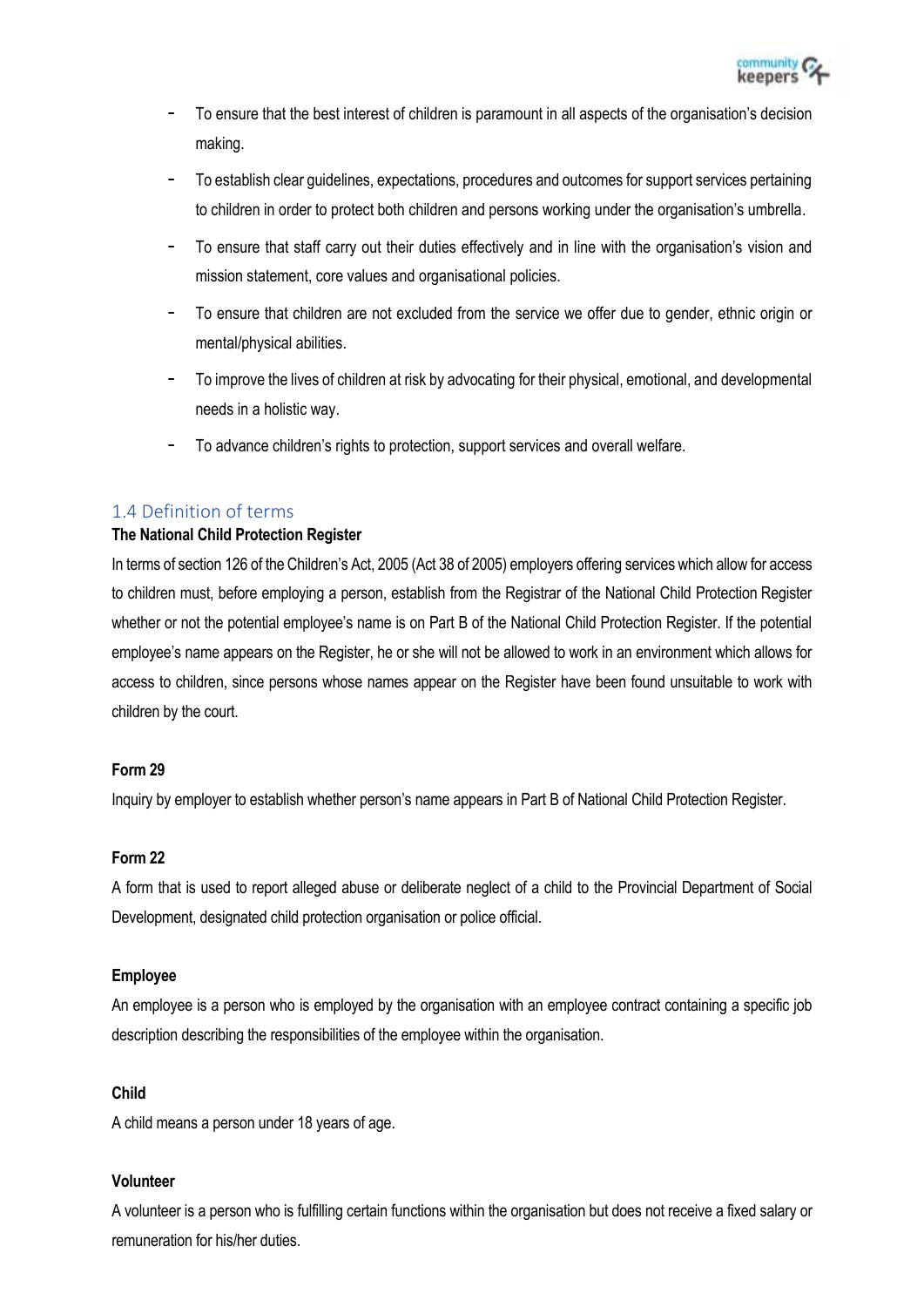- To ensure that the best interest of children is paramount in all aspects of the organisation's decision making.
- To establish clear guidelines, expectations, procedures and outcomes for support services pertaining to children in order to protect both children and persons working under the organisation's umbrella.
- To ensure that staff carry out their duties effectively and in line with the organisation's vision and mission statement, core values and organisational policies.
- To ensure that children are not excluded from the service we offer due to gender, ethnic origin or mental/physical abilities.
- To improve the lives of children at risk by advocating for their physical, emotional, and developmental needs in a holistic way.
- To advance children's rights to protection, support services and overall welfare.

## 1.4 Definition of terms

**The National Child Protection Register**

In terms of section 126 of the Children's Act, 2005 (Act 38 of 2005) employers offering services which allow for access to children must, before employing a person, establish from the Registrar of the National Child Protection Register whether or not the potential employee's name is on Part B of the National Child Protection Register. If the potential employee's name appears on the Register, he or she will not be allowed to work in an environment which allows for access to children, since persons whose names appear on the Register have been found unsuitable to work with children by the court.

**Form 29**

Inquiry by employer to establish whether person's name appears in Part B of National Child Protection Register.

**Form 22**

A form that is used to report alleged abuse or deliberate neglect of a child to the Provincial Department of Social Development, designated child protection organisation or police official.

**Employee**

An employee is a person who is employed by the organisation with an employee contract containing a specific job description describing the responsibilities of the employee within the organisation.

**Child**

A child means a person under 18 years of age.

**Volunteer**

A volunteer is a person who is fulfilling certain functions within the organisation but does not receive a fixed salary or remuneration for his/her duties.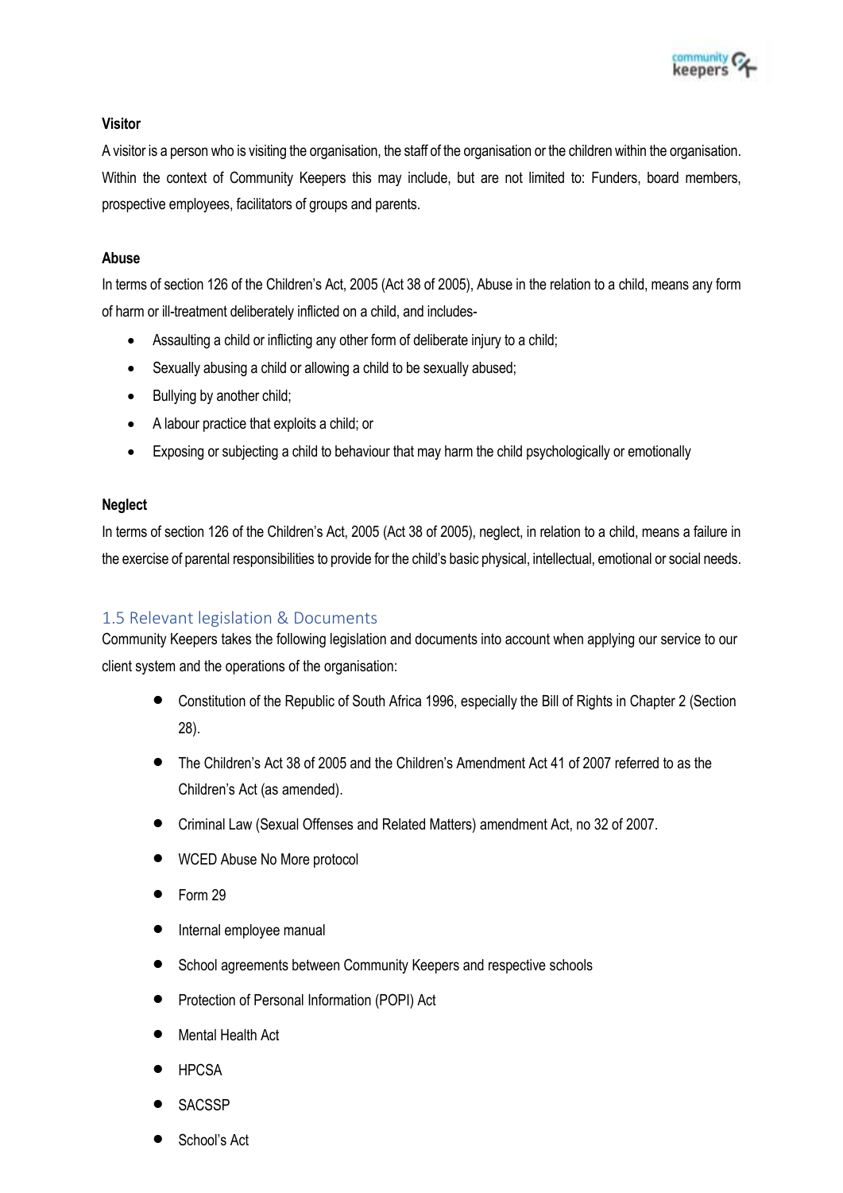**Visitor**

A visitor is a person who is visiting the organisation, the staff of the organisation or the children within the organisation. Within the context of Community Keepers this may include, but are not limited to: Funders, board members, prospective employees, facilitators of groups and parents.

**Abuse**

In terms of section 126 of the Children's Act, 2005 (Act 38 of 2005), Abuse in the relation to a child, means any form of harm or ill-treatment deliberately inflicted on a child, and includes-

- Assaulting a child or inflicting any other form of deliberate injury to a child;
- Sexually abusing a child or allowing a child to be sexually abused;
- Bullying by another child;
- A labour practice that exploits a child; or
- Exposing or subjecting a child to behaviour that may harm the child psychologically or emotionally

**Neglect**

In terms of section 126 of the Children's Act, 2005 (Act 38 of 2005), neglect, in relation to a child, means a failure in the exercise of parental responsibilities to provide for the child's basic physical, intellectual, emotional or social needs.

## 1.5 Relevant legislation & Documents

Community Keepers takes the following legislation and documents into account when applying our service to our client system and the operations of the organisation:

- Constitution of the Republic of South Africa 1996, especially the Bill of Rights in Chapter 2 (Section 28).
- The Children's Act 38 of 2005 and the Children's Amendment Act 41 of 2007 referred to as the Children's Act (as amended).
- Criminal Law (Sexual Offenses and Related Matters) amendment Act, no 32 of 2007.
- WCED Abuse No More protocol
- Form 29
- Internal employee manual
- School agreements between Community Keepers and respective schools
- Protection of Personal Information (POPI) Act
- Mental Health Act
- HPCSA
- SACSSP
- School's Act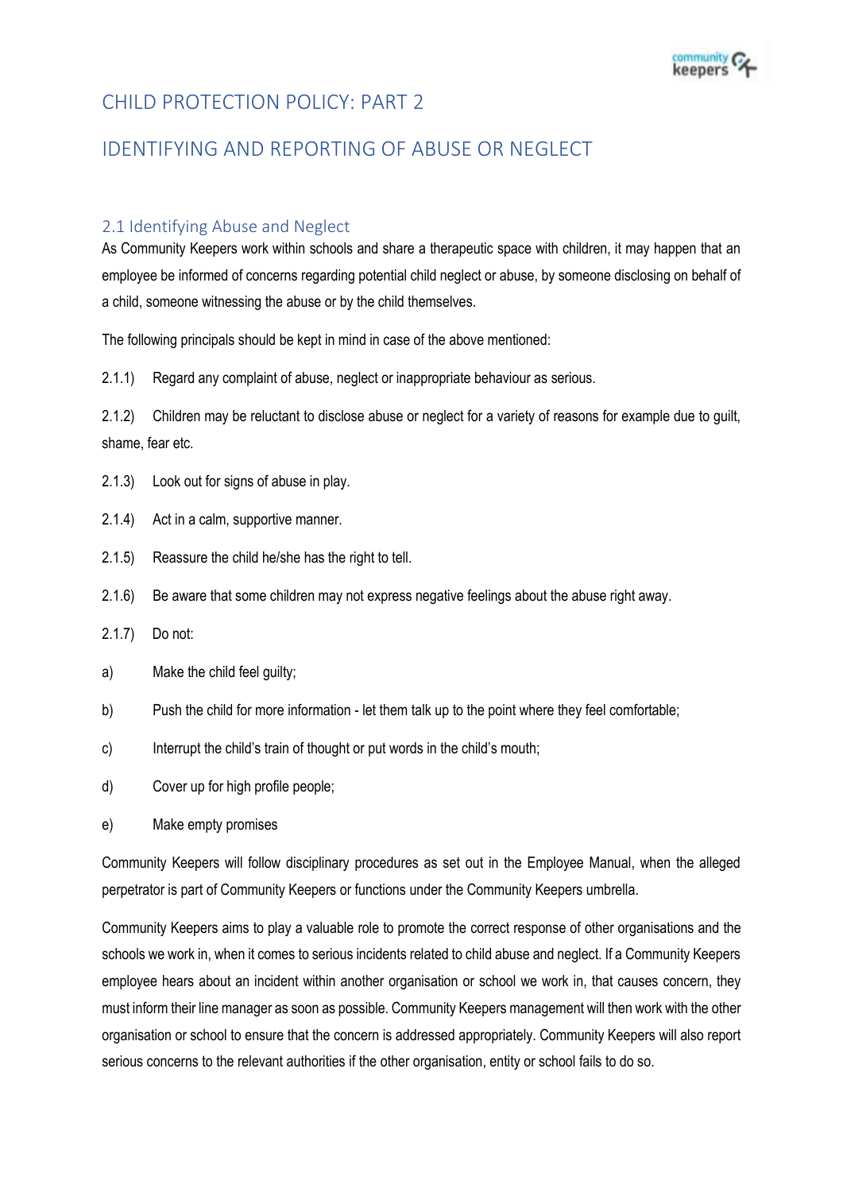# CHILD PROTECTION POLICY: PART 2

# IDENTIFYING AND REPORTING OF ABUSE OR NEGLECT

## 2.1 Identifying Abuse and Neglect

As Community Keepers work within schools and share a therapeutic space with children, it may happen that an employee be informed of concerns regarding potential child neglect or abuse, by someone disclosing on behalf of a child, someone witnessing the abuse or by the child themselves.

The following principals should be kept in mind in case of the above mentioned:

2.1.1) Regard any complaint of abuse, neglect or inappropriate behaviour as serious.

2.1.2) Children may be reluctant to disclose abuse or neglect for a variety of reasons for example due to guilt, shame, fear etc.

2.1.3) Look out for signs of abuse in play.

2.1.4) Act in a calm, supportive manner.

2.1.5) Reassure the child he/she has the right to tell.

2.1.6) Be aware that some children may not express negative feelings about the abuse right away.

2.1.7) Do not:

a) Make the child feel guilty;

b) Push the child for more information - let them talk up to the point where they feel comfortable;

c) Interrupt the child's train of thought or put words in the child's mouth;

d) Cover up for high profile people;

e) Make empty promises

Community Keepers will follow disciplinary procedures as set out in the Employee Manual, when the alleged perpetrator is part of Community Keepers or functions under the Community Keepers umbrella.

Community Keepers aims to play a valuable role to promote the correct response of other organisations and the schools we work in, when it comes to serious incidents related to child abuse and neglect. If a Community Keepers employee hears about an incident within another organisation or school we work in, that causes concern, they must inform their line manager as soon as possible. Community Keepers management will then work with the other organisation or school to ensure that the concern is addressed appropriately. Community Keepers will also report serious concerns to the relevant authorities if the other organisation, entity or school fails to do so.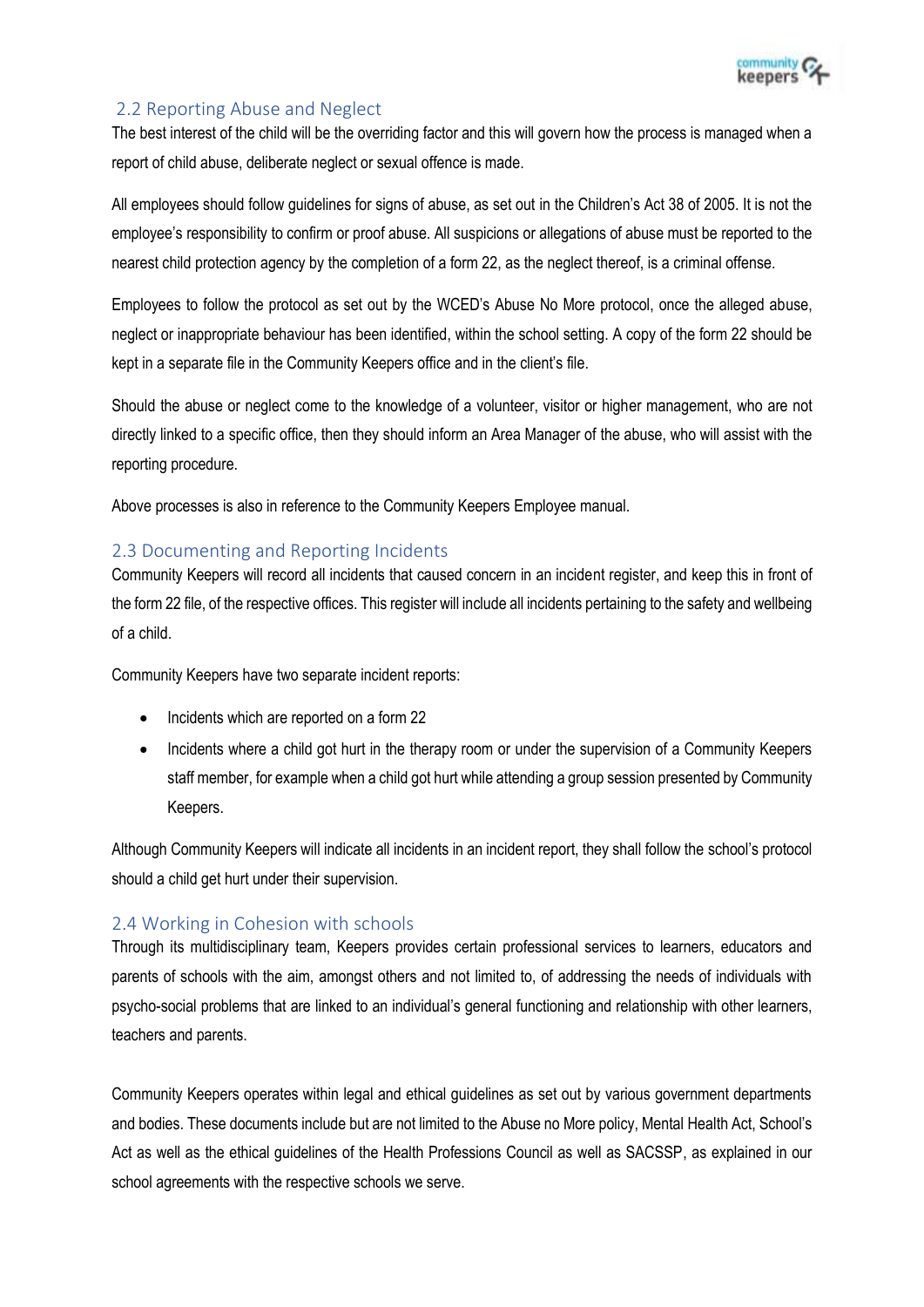## 2.2 Reporting Abuse and Neglect

The best interest of the child will be the overriding factor and this will govern how the process is managed when a report of child abuse, deliberate neglect or sexual offence is made.

All employees should follow guidelines for signs of abuse, as set out in the Children's Act 38 of 2005. It is not the employee's responsibility to confirm or proof abuse. All suspicions or allegations of abuse must be reported to the nearest child protection agency by the completion of a form 22, as the neglect thereof, is a criminal offense.

Employees to follow the protocol as set out by the WCED's Abuse No More protocol, once the alleged abuse, neglect or inappropriate behaviour has been identified, within the school setting. A copy of the form 22 should be kept in a separate file in the Community Keepers office and in the client's file.

Should the abuse or neglect come to the knowledge of a volunteer, visitor or higher management, who are not directly linked to a specific office, then they should inform an Area Manager of the abuse, who will assist with the reporting procedure.

Above processes is also in reference to the Community Keepers Employee manual.

## 2.3 Documenting and Reporting Incidents

Community Keepers will record all incidents that caused concern in an incident register, and keep this in front of the form 22 file, of the respective offices. This register will include all incidents pertaining to the safety and wellbeing of a child.

Community Keepers have two separate incident reports:

- Incidents which are reported on a form 22
- Incidents where a child got hurt in the therapy room or under the supervision of a Community Keepers staff member, for example when a child got hurt while attending a group session presented by Community Keepers.

Although Community Keepers will indicate all incidents in an incident report, they shall follow the school's protocol should a child get hurt under their supervision.

## 2.4 Working in Cohesion with schools

Through its multidisciplinary team, Keepers provides certain professional services to learners, educators and parents of schools with the aim, amongst others and not limited to, of addressing the needs of individuals with psycho-social problems that are linked to an individual's general functioning and relationship with other learners, teachers and parents.

Community Keepers operates within legal and ethical guidelines as set out by various government departments and bodies. These documents include but are not limited to the Abuse no More policy, Mental Health Act, School's Act as well as the ethical guidelines of the Health Professions Council as well as SACSSP, as explained in our school agreements with the respective schools we serve.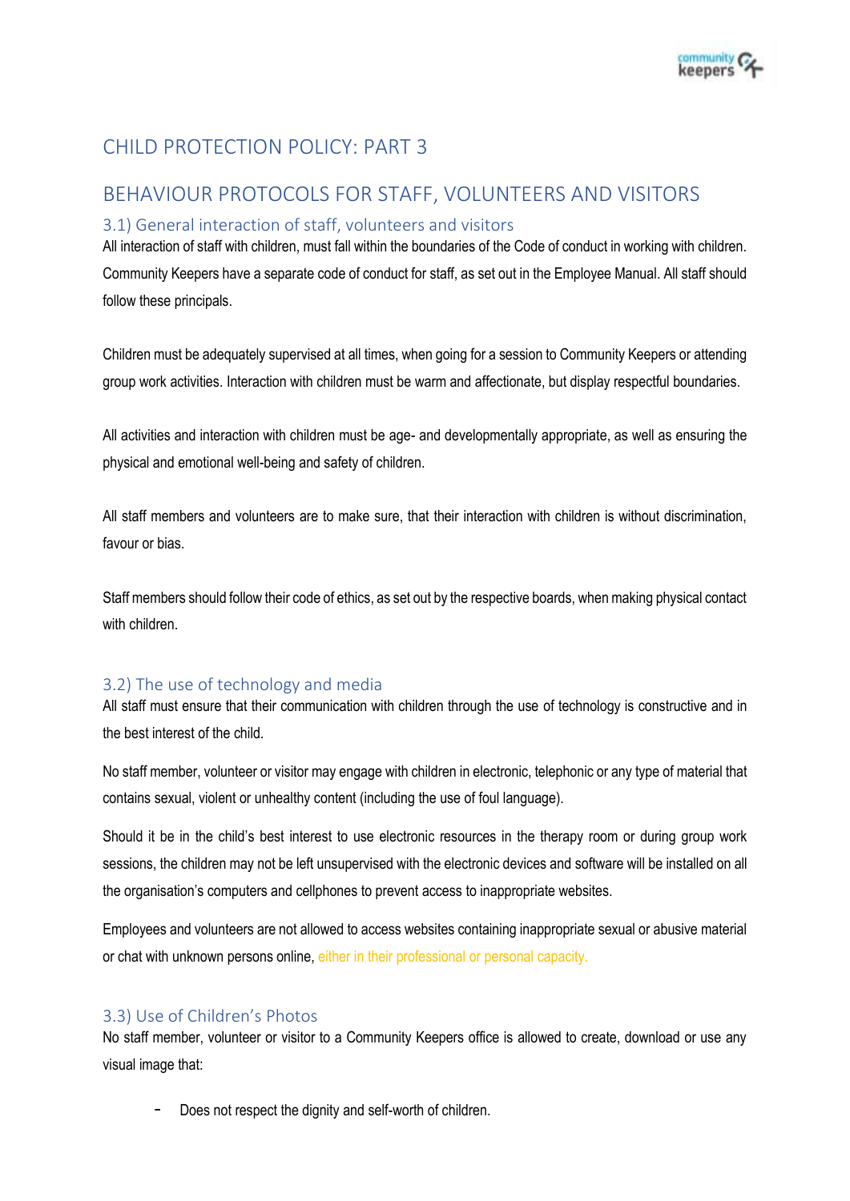# CHILD PROTECTION POLICY: PART 3

## BEHAVIOUR PROTOCOLS FOR STAFF, VOLUNTEERS AND VISITORS

### 3.1) General interaction of staff, volunteers and visitors

All interaction of staff with children, must fall within the boundaries of the Code of conduct in working with children. Community Keepers have a separate code of conduct for staff, as set out in the Employee Manual. All staff should follow these principals.

Children must be adequately supervised at all times, when going for a session to Community Keepers or attending group work activities. Interaction with children must be warm and affectionate, but display respectful boundaries.

All activities and interaction with children must be age- and developmentally appropriate, as well as ensuring the physical and emotional well-being and safety of children.

All staff members and volunteers are to make sure, that their interaction with children is without discrimination, favour or bias.

Staff members should follow their code of ethics, as set out by the respective boards, when making physical contact with children.

### 3.2) The use of technology and media

All staff must ensure that their communication with children through the use of technology is constructive and in the best interest of the child.

No staff member, volunteer or visitor may engage with children in electronic, telephonic or any type of material that contains sexual, violent or unhealthy content (including the use of foul language).

Should it be in the child's best interest to use electronic resources in the therapy room or during group work sessions, the children may not be left unsupervised with the electronic devices and software will be installed on all the organisation's computers and cellphones to prevent access to inappropriate websites.

Employees and volunteers are not allowed to access websites containing inappropriate sexual or abusive material or chat with unknown persons online, either in their professional or personal capacity.

### 3.3) Use of Children's Photos

No staff member, volunteer or visitor to a Community Keepers office is allowed to create, download or use any visual image that:

- Does not respect the dignity and self-worth of children.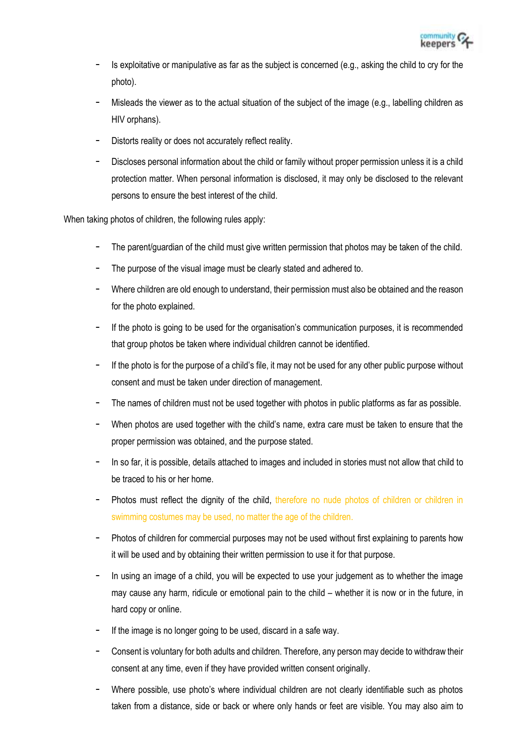- Is exploitative or manipulative as far as the subject is concerned (e.g., asking the child to cry for the photo).
- Misleads the viewer as to the actual situation of the subject of the image (e.g., labelling children as HIV orphans).
- Distorts reality or does not accurately reflect reality.
- Discloses personal information about the child or family without proper permission unless it is a child protection matter. When personal information is disclosed, it may only be disclosed to the relevant persons to ensure the best interest of the child.

When taking photos of children, the following rules apply:

- The parent/guardian of the child must give written permission that photos may be taken of the child.
- The purpose of the visual image must be clearly stated and adhered to.
- Where children are old enough to understand, their permission must also be obtained and the reason for the photo explained.
- If the photo is going to be used for the organisation's communication purposes, it is recommended that group photos be taken where individual children cannot be identified.
- If the photo is for the purpose of a child's file, it may not be used for any other public purpose without consent and must be taken under direction of management.
- The names of children must not be used together with photos in public platforms as far as possible.
- When photos are used together with the child's name, extra care must be taken to ensure that the proper permission was obtained, and the purpose stated.
- In so far, it is possible, details attached to images and included in stories must not allow that child to be traced to his or her home.
- Photos must reflect the dignity of the child, therefore no nude photos of children or children in swimming costumes may be used, no matter the age of the children.
- Photos of children for commercial purposes may not be used without first explaining to parents how it will be used and by obtaining their written permission to use it for that purpose.
- In using an image of a child, you will be expected to use your judgement as to whether the image may cause any harm, ridicule or emotional pain to the child – whether it is now or in the future, in hard copy or online.
- If the image is no longer going to be used, discard in a safe way.
- Consent is voluntary for both adults and children. Therefore, any person may decide to withdraw their consent at any time, even if they have provided written consent originally.
- Where possible, use photo's where individual children are not clearly identifiable such as photos taken from a distance, side or back or where only hands or feet are visible. You may also aim to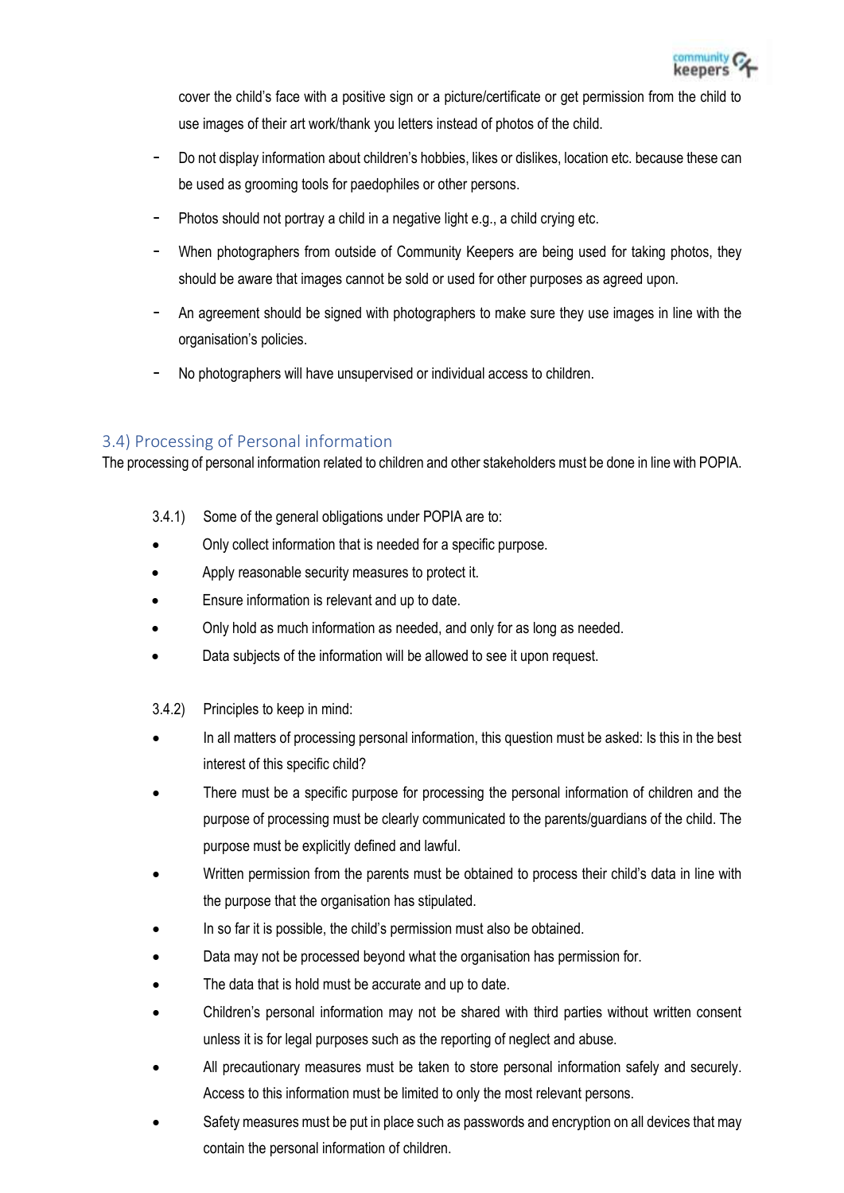cover the child's face with a positive sign or a picture/certificate or get permission from the child to use images of their art work/thank you letters instead of photos of the child.

- Do not display information about children's hobbies, likes or dislikes, location etc. because these can be used as grooming tools for paedophiles or other persons.
- Photos should not portray a child in a negative light e.g., a child crying etc.
- When photographers from outside of Community Keepers are being used for taking photos, they should be aware that images cannot be sold or used for other purposes as agreed upon.
- An agreement should be signed with photographers to make sure they use images in line with the organisation's policies.
- No photographers will have unsupervised or individual access to children.

## 3.4) Processing of Personal information

The processing of personal information related to children and other stakeholders must be done in line with POPIA.

3.4.1) Some of the general obligations under POPIA are to:

- Only collect information that is needed for a specific purpose.
- Apply reasonable security measures to protect it.
- Ensure information is relevant and up to date.
- Only hold as much information as needed, and only for as long as needed.
- Data subjects of the information will be allowed to see it upon request.

3.4.2) Principles to keep in mind:

- In all matters of processing personal information, this question must be asked: Is this in the best interest of this specific child?
- There must be a specific purpose for processing the personal information of children and the purpose of processing must be clearly communicated to the parents/guardians of the child. The purpose must be explicitly defined and lawful.
- Written permission from the parents must be obtained to process their child's data in line with the purpose that the organisation has stipulated.
- In so far it is possible, the child's permission must also be obtained.
- Data may not be processed beyond what the organisation has permission for.
- The data that is hold must be accurate and up to date.
- Children's personal information may not be shared with third parties without written consent unless it is for legal purposes such as the reporting of neglect and abuse.
- All precautionary measures must be taken to store personal information safely and securely. Access to this information must be limited to only the most relevant persons.
- Safety measures must be put in place such as passwords and encryption on all devices that may contain the personal information of children.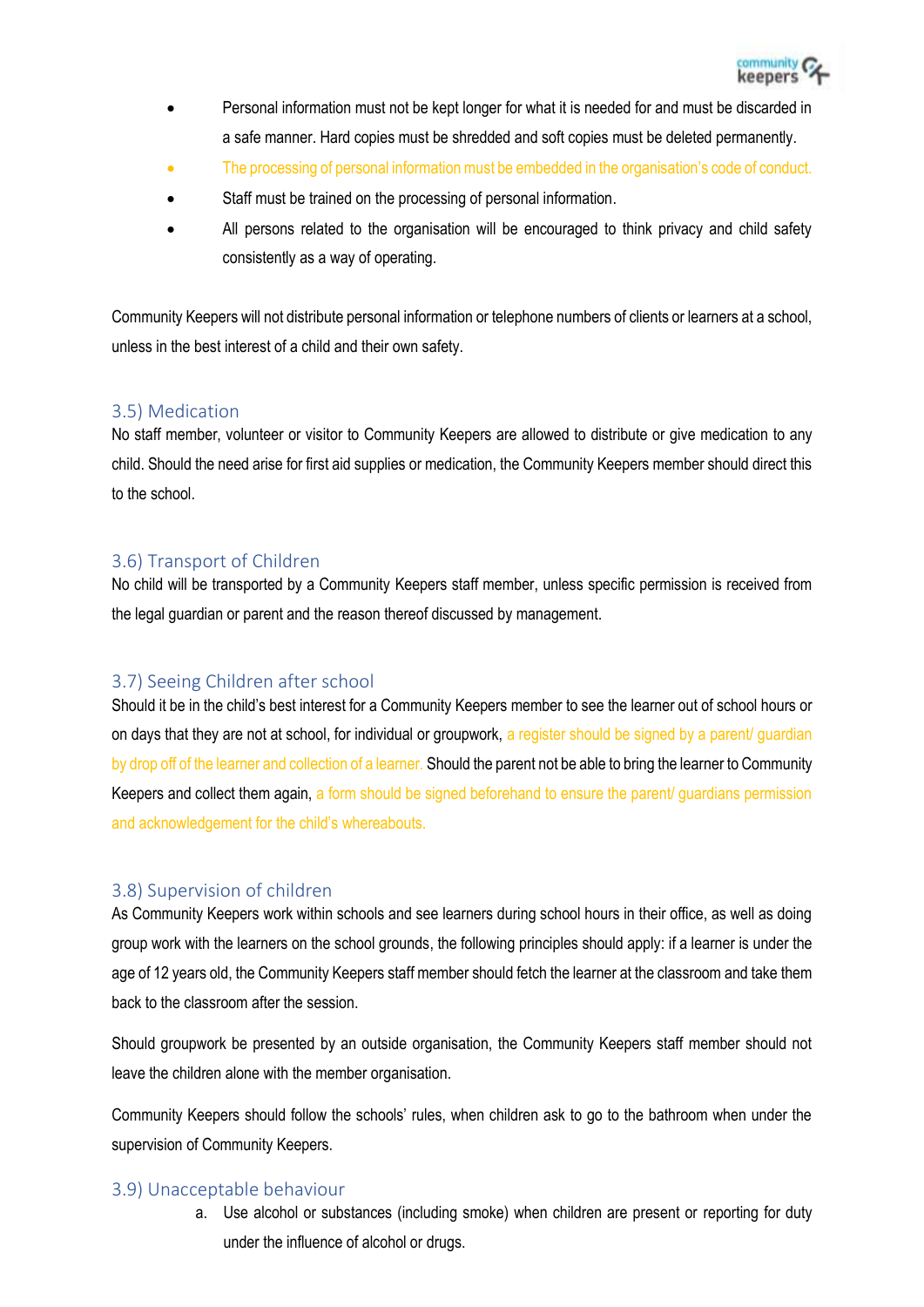- Personal information must not be kept longer for what it is needed for and must be discarded in a safe manner. Hard copies must be shredded and soft copies must be deleted permanently.
- The processing of personal information must be embedded in the organisation's code of conduct.
- Staff must be trained on the processing of personal information.
- All persons related to the organisation will be encouraged to think privacy and child safety consistently as a way of operating.

Community Keepers will not distribute personal information or telephone numbers of clients or learners at a school, unless in the best interest of a child and their own safety.

### 3.5) Medication

No staff member, volunteer or visitor to Community Keepers are allowed to distribute or give medication to any child. Should the need arise for first aid supplies or medication, the Community Keepers member should direct this to the school.

### 3.6) Transport of Children

No child will be transported by a Community Keepers staff member, unless specific permission is received from the legal guardian or parent and the reason thereof discussed by management.

### 3.7) Seeing Children after school

Should it be in the child's best interest for a Community Keepers member to see the learner out of school hours or on days that they are not at school, for individual or groupwork, a register should be signed by a parent/ guardian by drop off of the learner and collection of a learner. Should the parent not be able to bring the learner to Community Keepers and collect them again, a form should be signed beforehand to ensure the parent/ guardians permission and acknowledgement for the child's whereabouts.

### 3.8) Supervision of children

As Community Keepers work within schools and see learners during school hours in their office, as well as doing group work with the learners on the school grounds, the following principles should apply: if a learner is under the age of 12 years old, the Community Keepers staff member should fetch the learner at the classroom and take them back to the classroom after the session.

Should groupwork be presented by an outside organisation, the Community Keepers staff member should not leave the children alone with the member organisation.

Community Keepers should follow the schools' rules, when children ask to go to the bathroom when under the supervision of Community Keepers.

### 3.9) Unacceptable behaviour

a. Use alcohol or substances (including smoke) when children are present or reporting for duty under the influence of alcohol or drugs.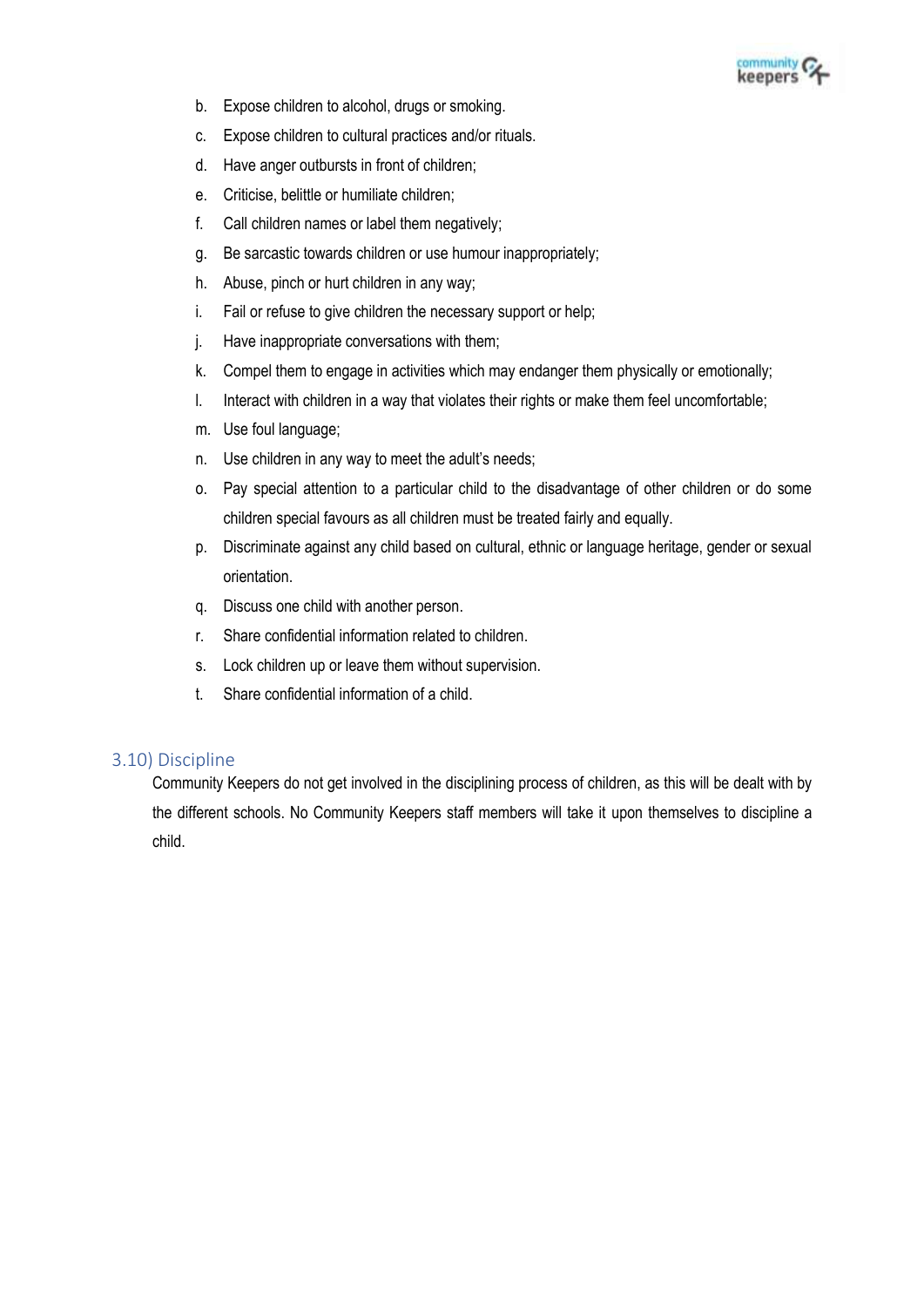b. Expose children to alcohol, drugs or smoking.

c. Expose children to cultural practices and/or rituals.

d. Have anger outbursts in front of children;

e. Criticise, belittle or humiliate children;

f. Call children names or label them negatively;

g. Be sarcastic towards children or use humour inappropriately;

h. Abuse, pinch or hurt children in any way;

i. Fail or refuse to give children the necessary support or help;

j. Have inappropriate conversations with them;

k. Compel them to engage in activities which may endanger them physically or emotionally;

l. Interact with children in a way that violates their rights or make them feel uncomfortable;

m. Use foul language;

n. Use children in any way to meet the adult's needs;

o. Pay special attention to a particular child to the disadvantage of other children or do some children special favours as all children must be treated fairly and equally.

p. Discriminate against any child based on cultural, ethnic or language heritage, gender or sexual orientation.

q. Discuss one child with another person.

r. Share confidential information related to children.

s. Lock children up or leave them without supervision.

t. Share confidential information of a child.

### 3.10) Discipline

Community Keepers do not get involved in the disciplining process of children, as this will be dealt with by the different schools. No Community Keepers staff members will take it upon themselves to discipline a child.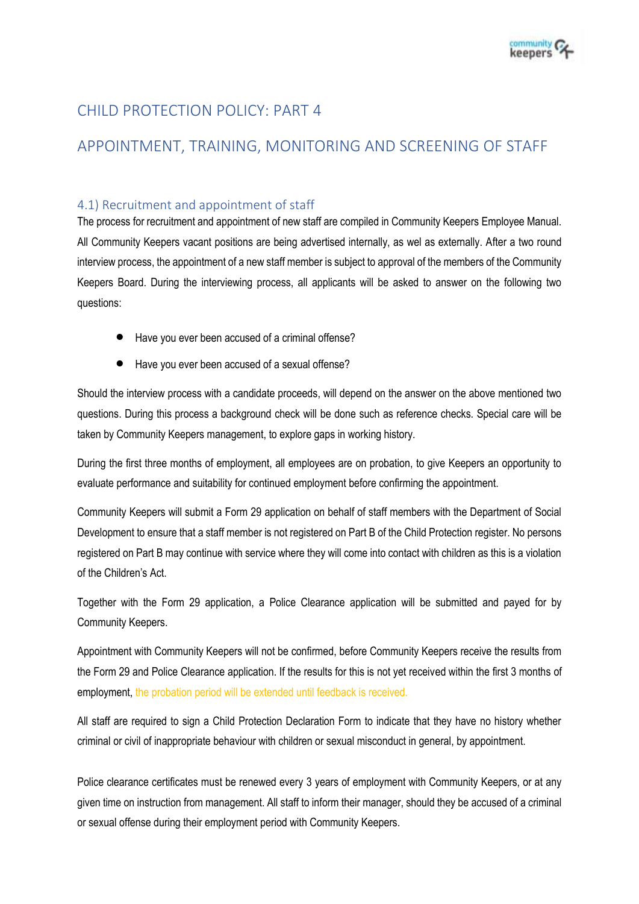# CHILD PROTECTION POLICY: PART 4

# APPOINTMENT, TRAINING, MONITORING AND SCREENING OF STAFF

## 4.1) Recruitment and appointment of staff

The process for recruitment and appointment of new staff are compiled in Community Keepers Employee Manual. All Community Keepers vacant positions are being advertised internally, as wel as externally. After a two round interview process, the appointment of a new staff member is subject to approval of the members of the Community Keepers Board. During the interviewing process, all applicants will be asked to answer on the following two questions:

- Have you ever been accused of a criminal offense?
- Have you ever been accused of a sexual offense?

Should the interview process with a candidate proceeds, will depend on the answer on the above mentioned two questions. During this process a background check will be done such as reference checks. Special care will be taken by Community Keepers management, to explore gaps in working history.

During the first three months of employment, all employees are on probation, to give Keepers an opportunity to evaluate performance and suitability for continued employment before confirming the appointment.

Community Keepers will submit a Form 29 application on behalf of staff members with the Department of Social Development to ensure that a staff member is not registered on Part B of the Child Protection register. No persons registered on Part B may continue with service where they will come into contact with children as this is a violation of the Children's Act.

Together with the Form 29 application, a Police Clearance application will be submitted and payed for by Community Keepers.

Appointment with Community Keepers will not be confirmed, before Community Keepers receive the results from the Form 29 and Police Clearance application. If the results for this is not yet received within the first 3 months of employment, the probation period will be extended until feedback is received.

All staff are required to sign a Child Protection Declaration Form to indicate that they have no history whether criminal or civil of inappropriate behaviour with children or sexual misconduct in general, by appointment.

Police clearance certificates must be renewed every 3 years of employment with Community Keepers, or at any given time on instruction from management. All staff to inform their manager, should they be accused of a criminal or sexual offense during their employment period with Community Keepers.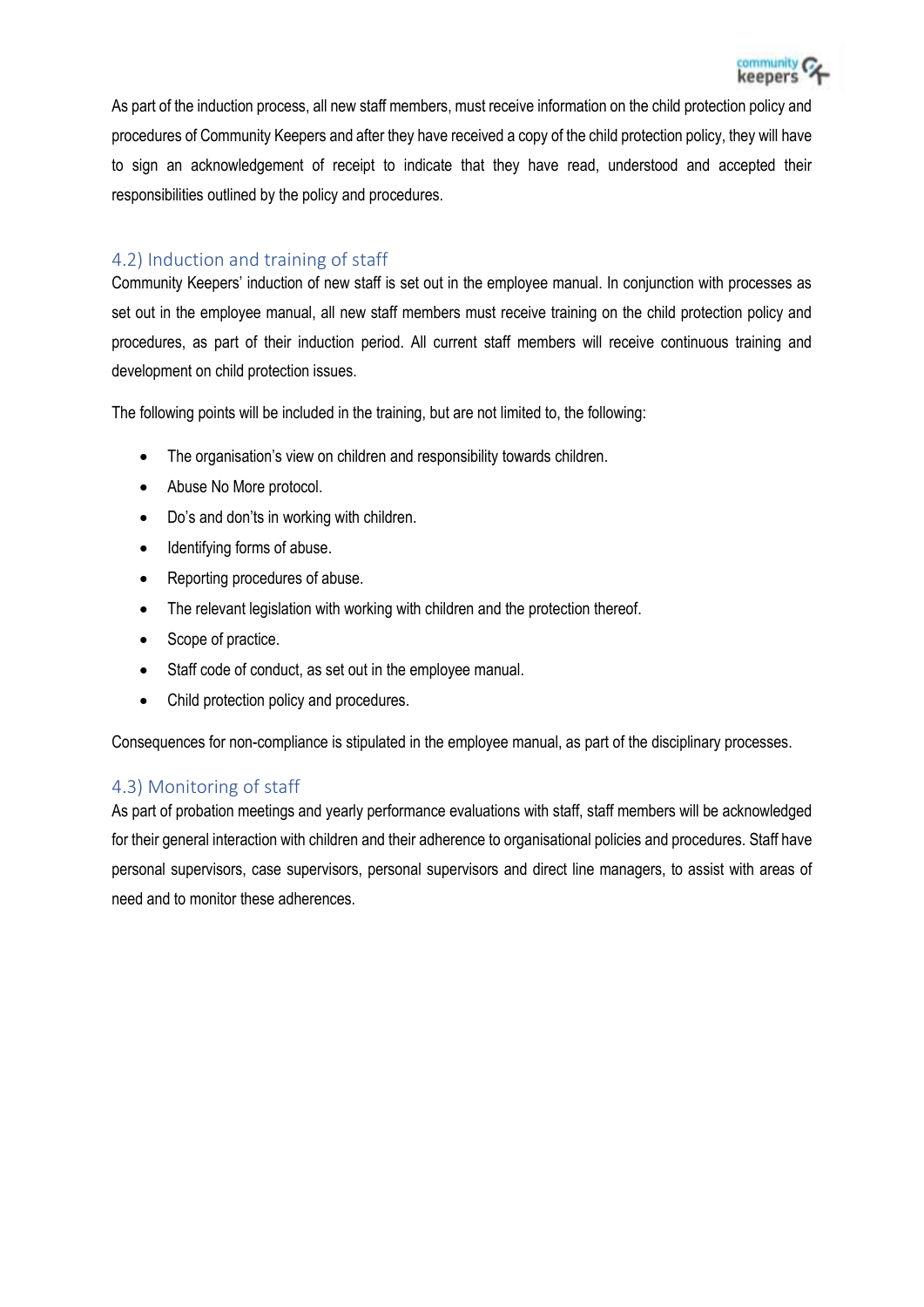As part of the induction process, all new staff members, must receive information on the child protection policy and procedures of Community Keepers and after they have received a copy of the child protection policy, they will have to sign an acknowledgement of receipt to indicate that they have read, understood and accepted their responsibilities outlined by the policy and procedures.

## 4.2) Induction and training of staff

Community Keepers' induction of new staff is set out in the employee manual. In conjunction with processes as set out in the employee manual, all new staff members must receive training on the child protection policy and procedures, as part of their induction period. All current staff members will receive continuous training and development on child protection issues.

The following points will be included in the training, but are not limited to, the following:

- The organisation's view on children and responsibility towards children.
- Abuse No More protocol.
- Do's and don'ts in working with children.
- Identifying forms of abuse.
- Reporting procedures of abuse.
- The relevant legislation with working with children and the protection thereof.
- Scope of practice.
- Staff code of conduct, as set out in the employee manual.
- Child protection policy and procedures.

Consequences for non-compliance is stipulated in the employee manual, as part of the disciplinary processes.

## 4.3) Monitoring of staff

As part of probation meetings and yearly performance evaluations with staff, staff members will be acknowledged for their general interaction with children and their adherence to organisational policies and procedures. Staff have personal supervisors, case supervisors, personal supervisors and direct line managers, to assist with areas of need and to monitor these adherences.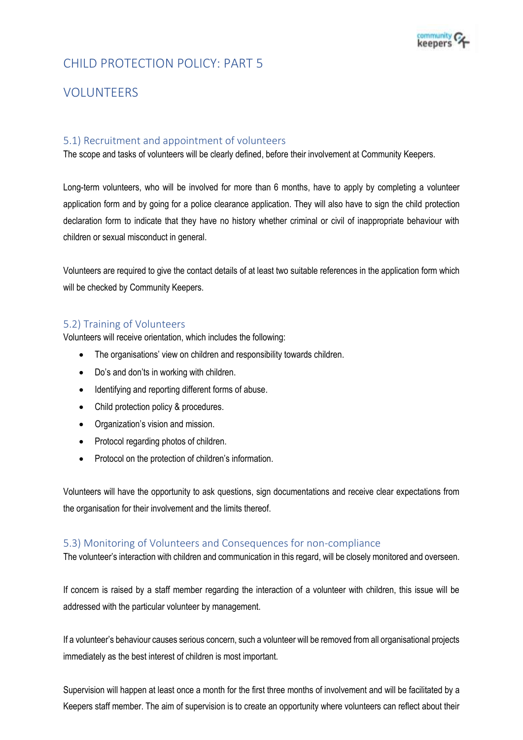# CHILD PROTECTION POLICY: PART 5

# VOLUNTEERS

## 5.1) Recruitment and appointment of volunteers

The scope and tasks of volunteers will be clearly defined, before their involvement at Community Keepers.

Long-term volunteers, who will be involved for more than 6 months, have to apply by completing a volunteer application form and by going for a police clearance application. They will also have to sign the child protection declaration form to indicate that they have no history whether criminal or civil of inappropriate behaviour with children or sexual misconduct in general.

Volunteers are required to give the contact details of at least two suitable references in the application form which will be checked by Community Keepers.

## 5.2) Training of Volunteers

Volunteers will receive orientation, which includes the following:

- The organisations' view on children and responsibility towards children.
- Do's and don'ts in working with children.
- Identifying and reporting different forms of abuse.
- Child protection policy & procedures.
- Organization's vision and mission.
- Protocol regarding photos of children.
- Protocol on the protection of children's information.

Volunteers will have the opportunity to ask questions, sign documentations and receive clear expectations from the organisation for their involvement and the limits thereof.

## 5.3) Monitoring of Volunteers and Consequences for non-compliance

The volunteer's interaction with children and communication in this regard, will be closely monitored and overseen.

If concern is raised by a staff member regarding the interaction of a volunteer with children, this issue will be addressed with the particular volunteer by management.

If a volunteer's behaviour causes serious concern, such a volunteer will be removed from all organisational projects immediately as the best interest of children is most important.

Supervision will happen at least once a month for the first three months of involvement and will be facilitated by a Keepers staff member. The aim of supervision is to create an opportunity where volunteers can reflect about their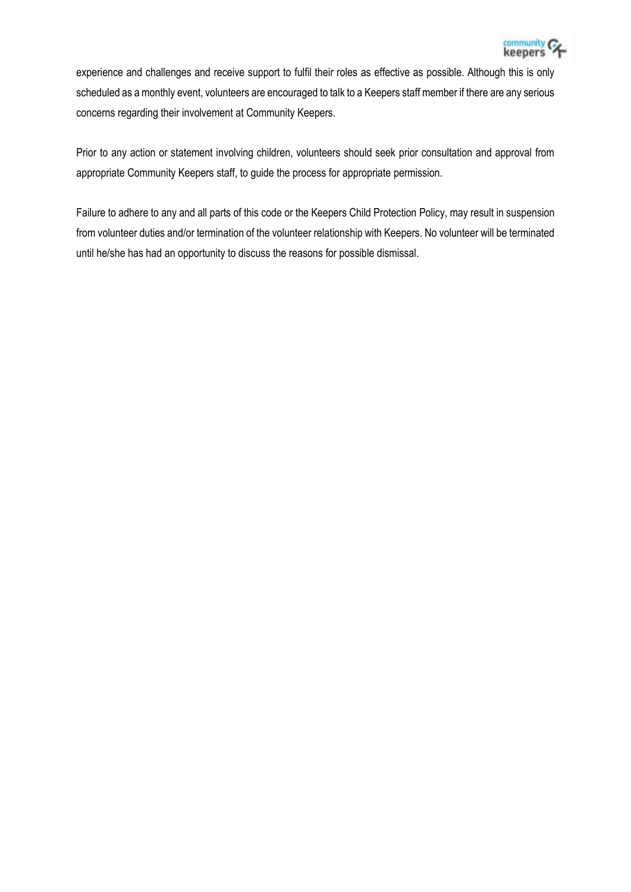experience and challenges and receive support to fulfil their roles as effective as possible. Although this is only scheduled as a monthly event, volunteers are encouraged to talk to a Keepers staff member if there are any serious concerns regarding their involvement at Community Keepers.

Prior to any action or statement involving children, volunteers should seek prior consultation and approval from appropriate Community Keepers staff, to guide the process for appropriate permission.

Failure to adhere to any and all parts of this code or the Keepers Child Protection Policy, may result in suspension from volunteer duties and/or termination of the volunteer relationship with Keepers. No volunteer will be terminated until he/she has had an opportunity to discuss the reasons for possible dismissal.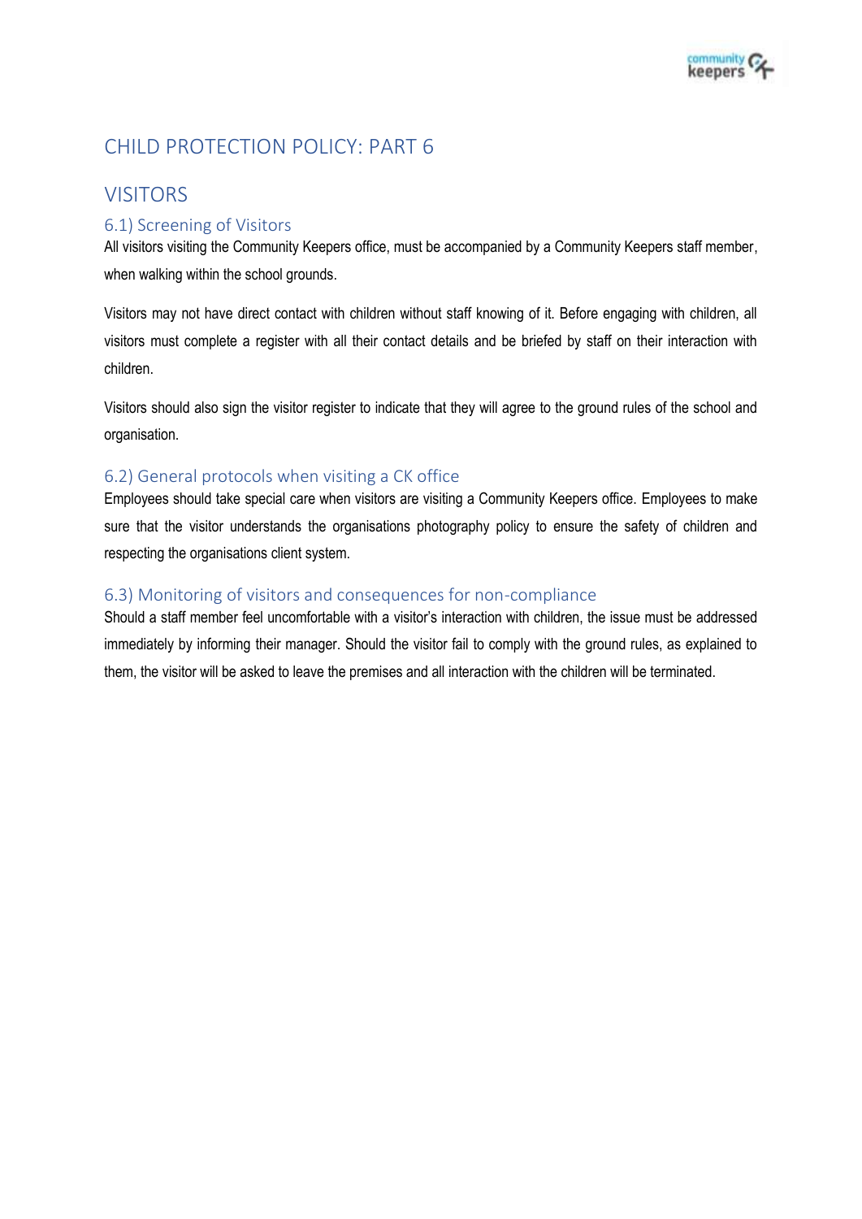# CHILD PROTECTION POLICY: PART 6

## VISITORS

### 6.1) Screening of Visitors

All visitors visiting the Community Keepers office, must be accompanied by a Community Keepers staff member, when walking within the school grounds.

Visitors may not have direct contact with children without staff knowing of it. Before engaging with children, all visitors must complete a register with all their contact details and be briefed by staff on their interaction with children.

Visitors should also sign the visitor register to indicate that they will agree to the ground rules of the school and organisation.

### 6.2) General protocols when visiting a CK office

Employees should take special care when visitors are visiting a Community Keepers office. Employees to make sure that the visitor understands the organisations photography policy to ensure the safety of children and respecting the organisations client system.

### 6.3) Monitoring of visitors and consequences for non-compliance

Should a staff member feel uncomfortable with a visitor's interaction with children, the issue must be addressed immediately by informing their manager. Should the visitor fail to comply with the ground rules, as explained to them, the visitor will be asked to leave the premises and all interaction with the children will be terminated.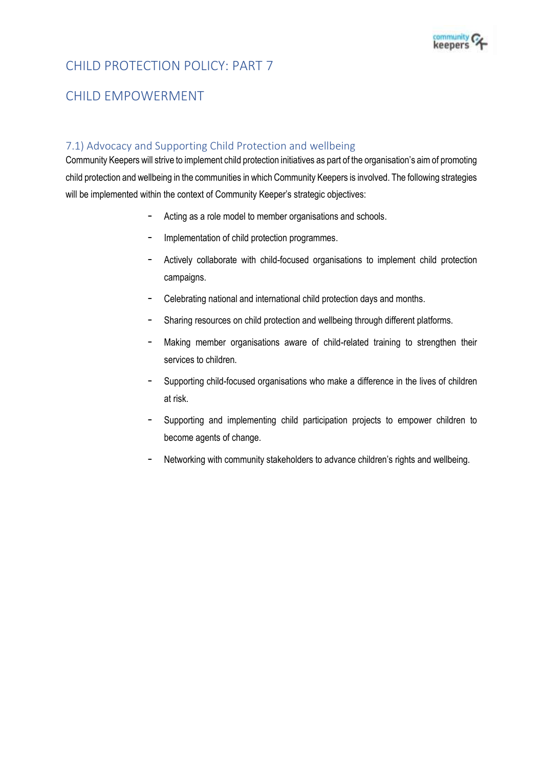# CHILD PROTECTION POLICY: PART 7

# CHILD EMPOWERMENT

## 7.1) Advocacy and Supporting Child Protection and wellbeing

Community Keepers will strive to implement child protection initiatives as part of the organisation's aim of promoting child protection and wellbeing in the communities in which Community Keepers is involved. The following strategies will be implemented within the context of Community Keeper's strategic objectives:

- Acting as a role model to member organisations and schools.
- Implementation of child protection programmes.
- Actively collaborate with child-focused organisations to implement child protection campaigns.
- Celebrating national and international child protection days and months.
- Sharing resources on child protection and wellbeing through different platforms.
- Making member organisations aware of child-related training to strengthen their services to children.
- Supporting child-focused organisations who make a difference in the lives of children at risk.
- Supporting and implementing child participation projects to empower children to become agents of change.
- Networking with community stakeholders to advance children's rights and wellbeing.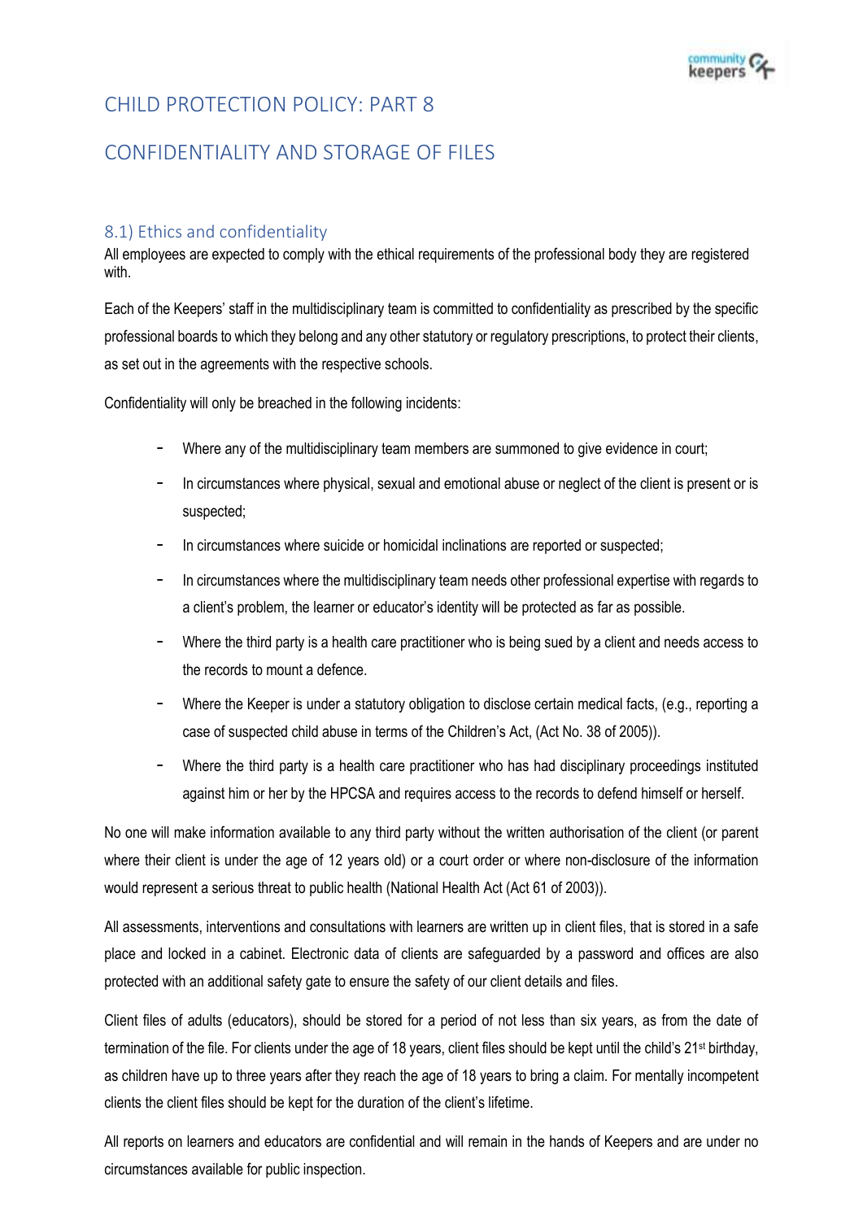# CHILD PROTECTION POLICY: PART 8

# CONFIDENTIALITY AND STORAGE OF FILES

## 8.1) Ethics and confidentiality

All employees are expected to comply with the ethical requirements of the professional body they are registered with.

Each of the Keepers' staff in the multidisciplinary team is committed to confidentiality as prescribed by the specific professional boards to which they belong and any other statutory or regulatory prescriptions, to protect their clients, as set out in the agreements with the respective schools.

Confidentiality will only be breached in the following incidents:

- Where any of the multidisciplinary team members are summoned to give evidence in court;
- In circumstances where physical, sexual and emotional abuse or neglect of the client is present or is suspected;
- In circumstances where suicide or homicidal inclinations are reported or suspected;
- In circumstances where the multidisciplinary team needs other professional expertise with regards to a client's problem, the learner or educator's identity will be protected as far as possible.
- Where the third party is a health care practitioner who is being sued by a client and needs access to the records to mount a defence.
- Where the Keeper is under a statutory obligation to disclose certain medical facts, (e.g., reporting a case of suspected child abuse in terms of the Children's Act, (Act No. 38 of 2005)).
- Where the third party is a health care practitioner who has had disciplinary proceedings instituted against him or her by the HPCSA and requires access to the records to defend himself or herself.

No one will make information available to any third party without the written authorisation of the client (or parent where their client is under the age of 12 years old) or a court order or where non-disclosure of the information would represent a serious threat to public health (National Health Act (Act 61 of 2003)).

All assessments, interventions and consultations with learners are written up in client files, that is stored in a safe place and locked in a cabinet. Electronic data of clients are safeguarded by a password and offices are also protected with an additional safety gate to ensure the safety of our client details and files.

Client files of adults (educators), should be stored for a period of not less than six years, as from the date of termination of the file. For clients under the age of 18 years, client files should be kept until the child's 21st birthday, as children have up to three years after they reach the age of 18 years to bring a claim. For mentally incompetent clients the client files should be kept for the duration of the client's lifetime.

All reports on learners and educators are confidential and will remain in the hands of Keepers and are under no circumstances available for public inspection.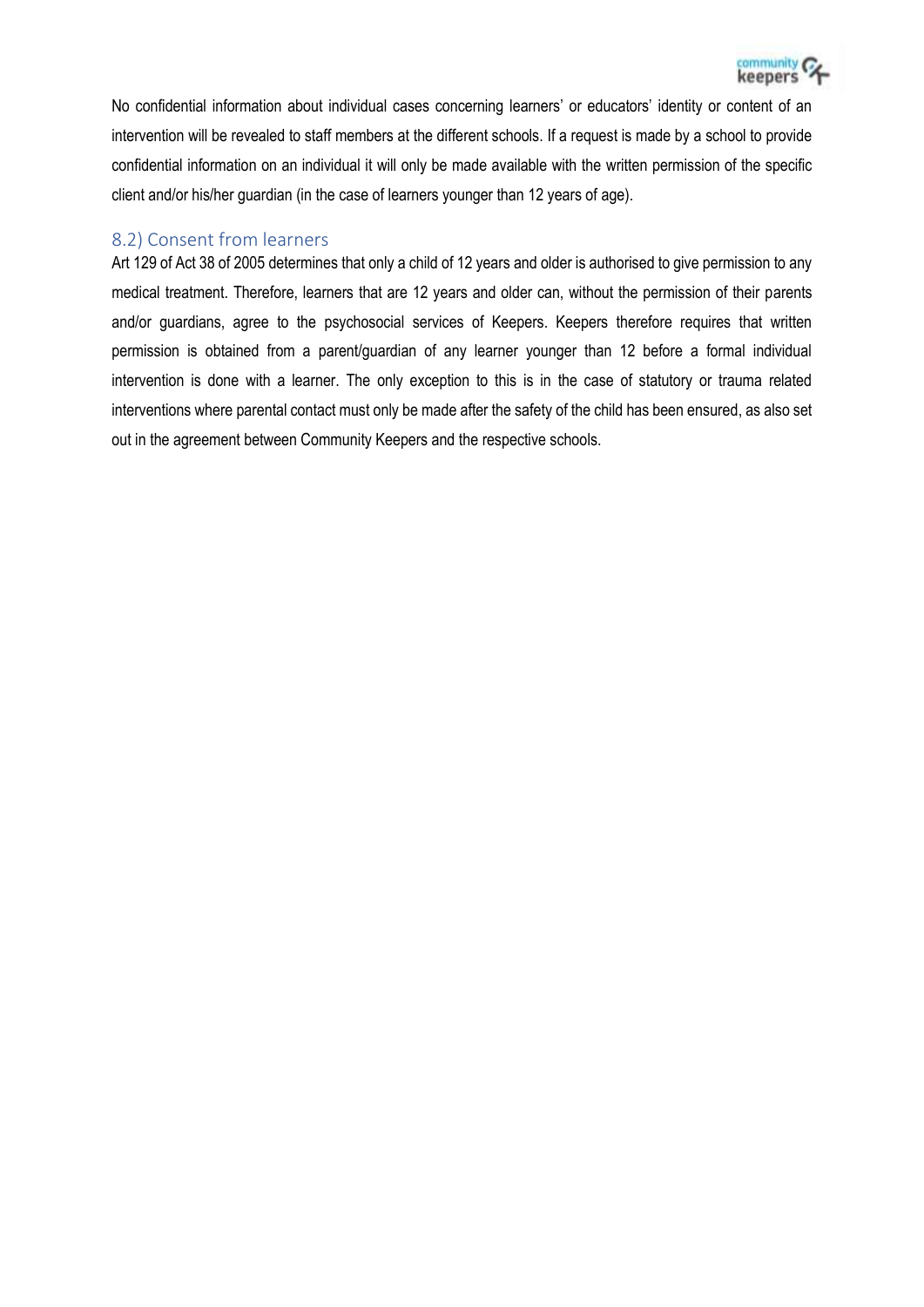No confidential information about individual cases concerning learners' or educators' identity or content of an intervention will be revealed to staff members at the different schools. If a request is made by a school to provide confidential information on an individual it will only be made available with the written permission of the specific client and/or his/her guardian (in the case of learners younger than 12 years of age).

## 8.2) Consent from learners

Art 129 of Act 38 of 2005 determines that only a child of 12 years and older is authorised to give permission to any medical treatment. Therefore, learners that are 12 years and older can, without the permission of their parents and/or guardians, agree to the psychosocial services of Keepers. Keepers therefore requires that written permission is obtained from a parent/guardian of any learner younger than 12 before a formal individual intervention is done with a learner. The only exception to this is in the case of statutory or trauma related interventions where parental contact must only be made after the safety of the child has been ensured, as also set out in the agreement between Community Keepers and the respective schools.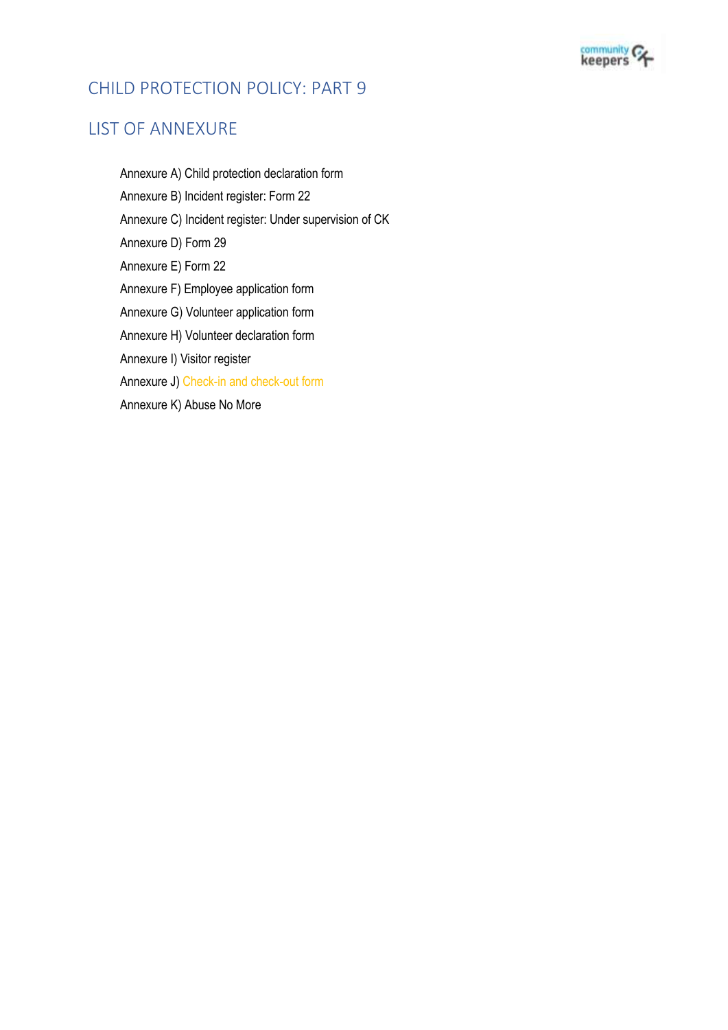# CHILD PROTECTION POLICY: PART 9

## LIST OF ANNEXURE

- Annexure A) Child protection declaration form
- Annexure B) Incident register: Form 22
- Annexure C) Incident register: Under supervision of CK
- Annexure D) Form 29
- Annexure E) Form 22
- Annexure F) Employee application form
- Annexure G) Volunteer application form
- Annexure H) Volunteer declaration form
- Annexure I) Visitor register
- Annexure J) Check-in and check-out form
- Annexure K) Abuse No More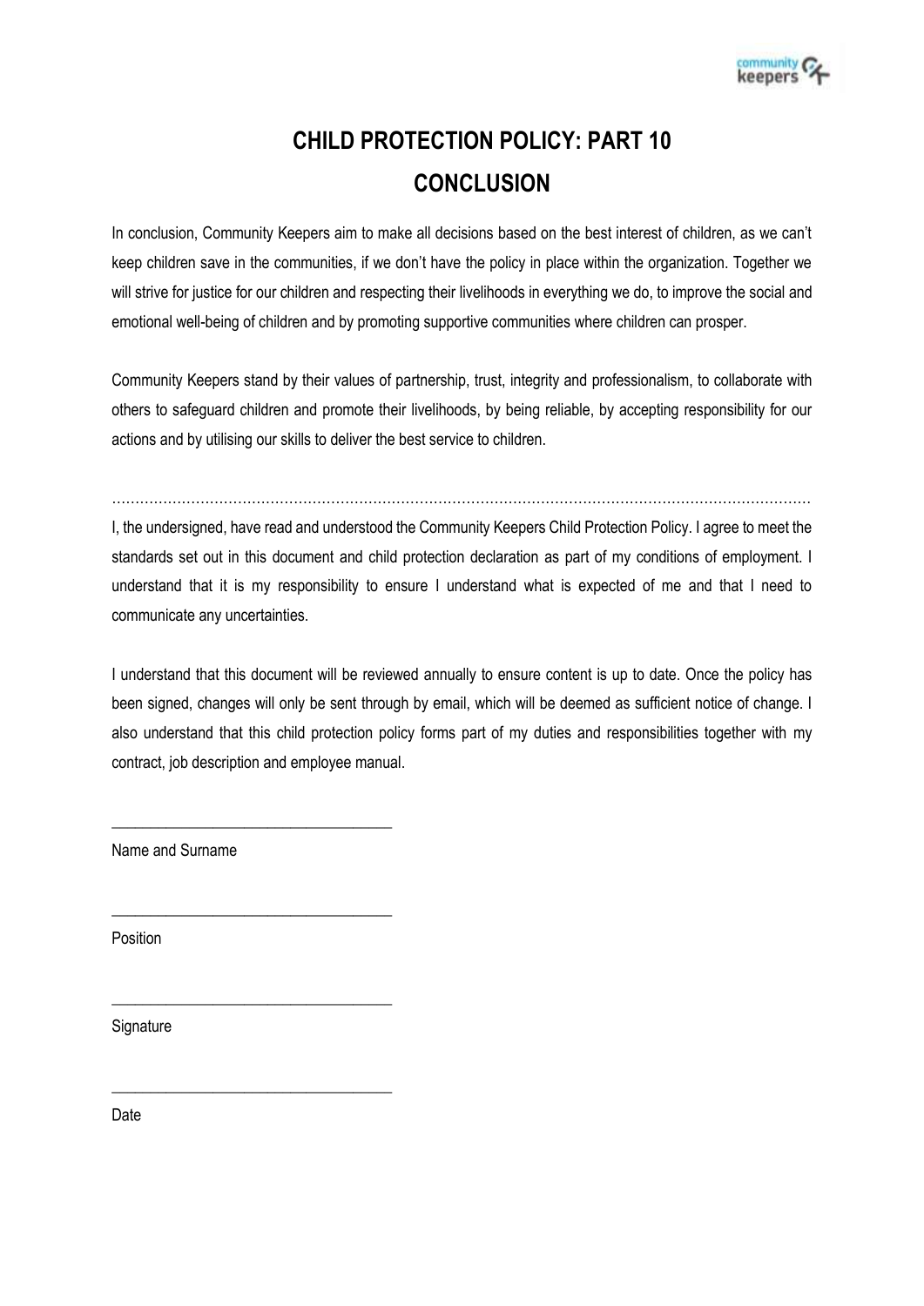# CHILD PROTECTION POLICY: PART 10

# CONCLUSION

In conclusion, Community Keepers aim to make all decisions based on the best interest of children, as we can't keep children save in the communities, if we don't have the policy in place within the organization. Together we will strive for justice for our children and respecting their livelihoods in everything we do, to improve the social and emotional well-being of children and by promoting supportive communities where children can prosper.

Community Keepers stand by their values of partnership, trust, integrity and professionalism, to collaborate with others to safeguard children and promote their livelihoods, by being reliable, by accepting responsibility for our actions and by utilising our skills to deliver the best service to children.

……………………………………………………………………………………………………………………………

I, the undersigned, have read and understood the Community Keepers Child Protection Policy. I agree to meet the standards set out in this document and child protection declaration as part of my conditions of employment. I understand that it is my responsibility to ensure I understand what is expected of me and that I need to communicate any uncertainties.

I understand that this document will be reviewed annually to ensure content is up to date. Once the policy has been signed, changes will only be sent through by email, which will be deemed as sufficient notice of change. I also understand that this child protection policy forms part of my duties and responsibilities together with my contract, job description and employee manual.

___________________________________

Name and Surname

___________________________________

Position

___________________________________

Signature

___________________________________

Date